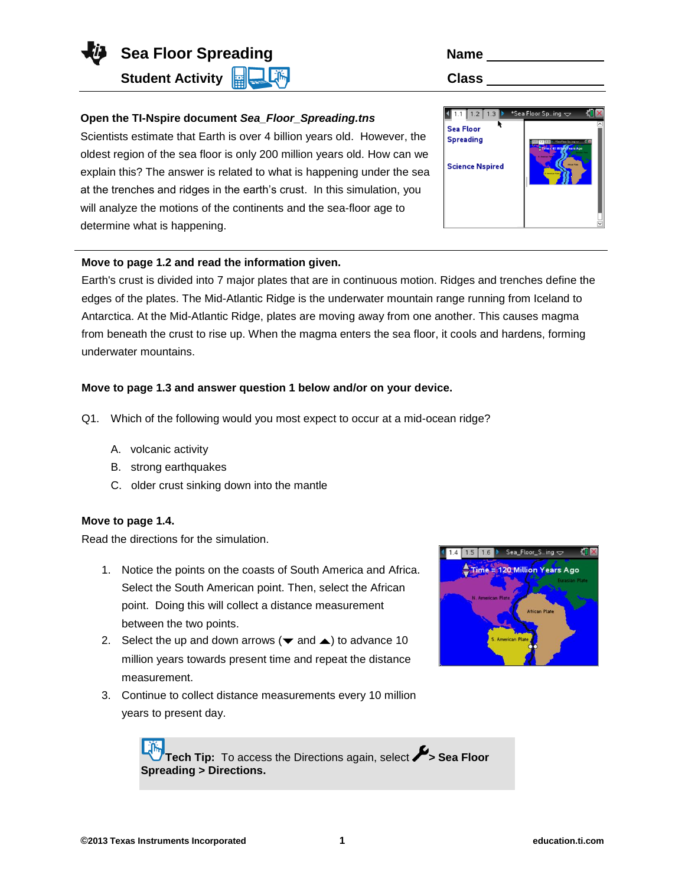# Sea Floor Spreading

**Student Activity**

**Name** ______________

**Class** ______________

**Open the TI-Nspire document *Sea_Floor_Spreading.tns***

Scientists estimate that Earth is over 4 billion years old. However, the oldest region of the sea floor is only 200 million years old. How can we explain this? The answer is related to what is happening under the sea at the trenches and ridges in the earth's crust. In this simulation, you will analyze the motions of the continents and the sea-floor age to determine what is happening.

**Move to page 1.2 and read the information given.**

Earth's crust is divided into 7 major plates that are in continuous motion. Ridges and trenches define the edges of the plates. The Mid-Atlantic Ridge is the underwater mountain range running from Iceland to Antarctica. At the Mid-Atlantic Ridge, plates are moving away from one another. This causes magma from beneath the crust to rise up. When the magma enters the sea floor, it cools and hardens, forming underwater mountains.

**Move to page 1.3 and answer question 1 below and/or on your device.**

Q1. Which of the following would you most expect to occur at a mid-ocean ridge?

A. volcanic activity

B. strong earthquakes

C. older crust sinking down into the mantle

**Move to page 1.4.**

Read the directions for the simulation.

1. Notice the points on the coasts of South America and Africa. Select the South American point. Then, select the African point. Doing this will collect a distance measurement between the two points.
2. Select the up and down arrows (▼ and ▲) to advance 10 million years towards present time and repeat the distance measurement.
3. Continue to collect distance measurements every 10 million years to present day.

**Tech Tip:** To access the Directions again, select 🔧 **> Sea Floor Spreading > Directions.**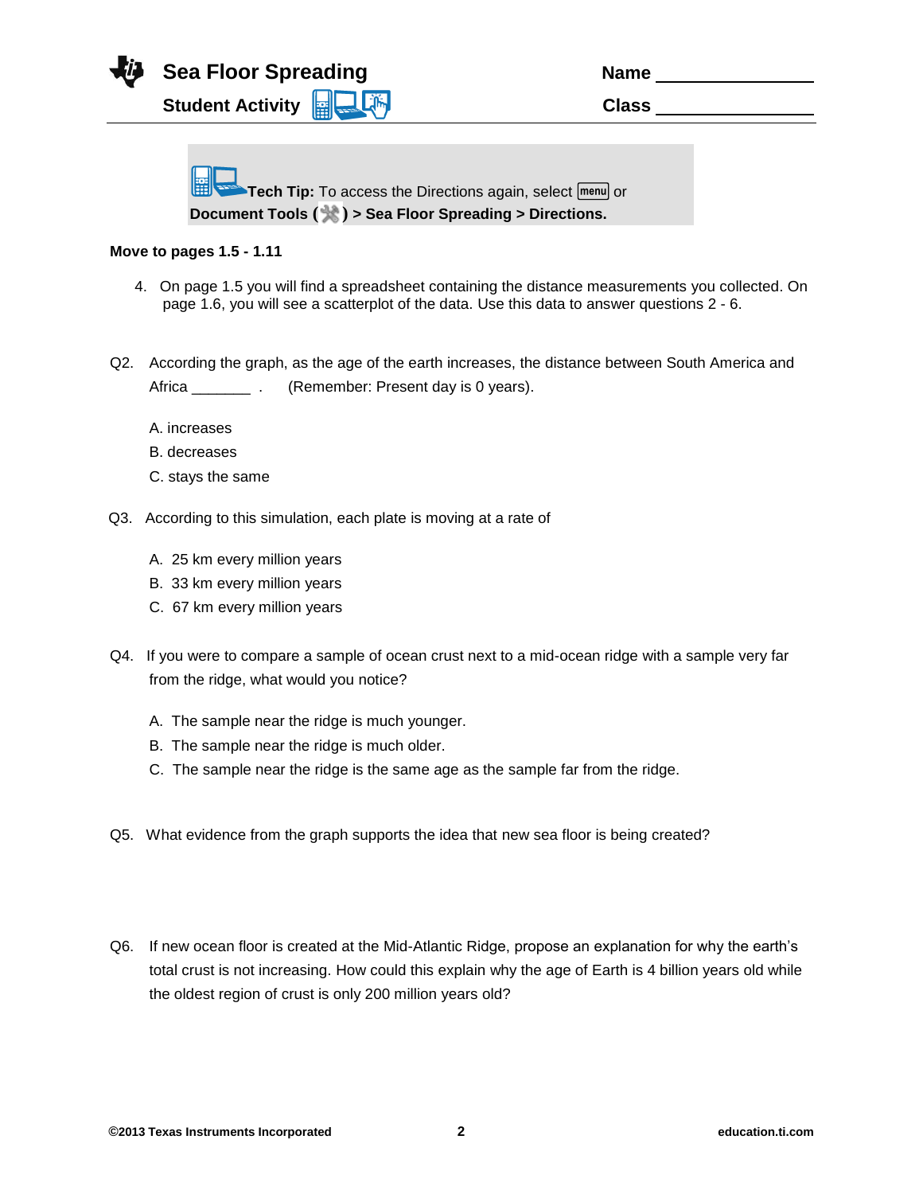**Tech Tip:** To access the Directions again, select menu or **Document Tools ( ) > Sea Floor Spreading > Directions.**

**Move to pages 1.5 - 1.11**

4. On page 1.5 you will find a spreadsheet containing the distance measurements you collected. On page 1.6, you will see a scatterplot of the data. Use this data to answer questions 2 - 6.

Q2. According the graph, as the age of the earth increases, the distance between South America and Africa _______ . (Remember: Present day is 0 years).

A. increases
B. decreases
C. stays the same

Q3. According to this simulation, each plate is moving at a rate of

A. 25 km every million years
B. 33 km every million years
C. 67 km every million years

Q4. If you were to compare a sample of ocean crust next to a mid-ocean ridge with a sample very far from the ridge, what would you notice?

A. The sample near the ridge is much younger.
B. The sample near the ridge is much older.
C. The sample near the ridge is the same age as the sample far from the ridge.

Q5. What evidence from the graph supports the idea that new sea floor is being created?

Q6. If new ocean floor is created at the Mid-Atlantic Ridge, propose an explanation for why the earth's total crust is not increasing. How could this explain why the age of Earth is 4 billion years old while the oldest region of crust is only 200 million years old?